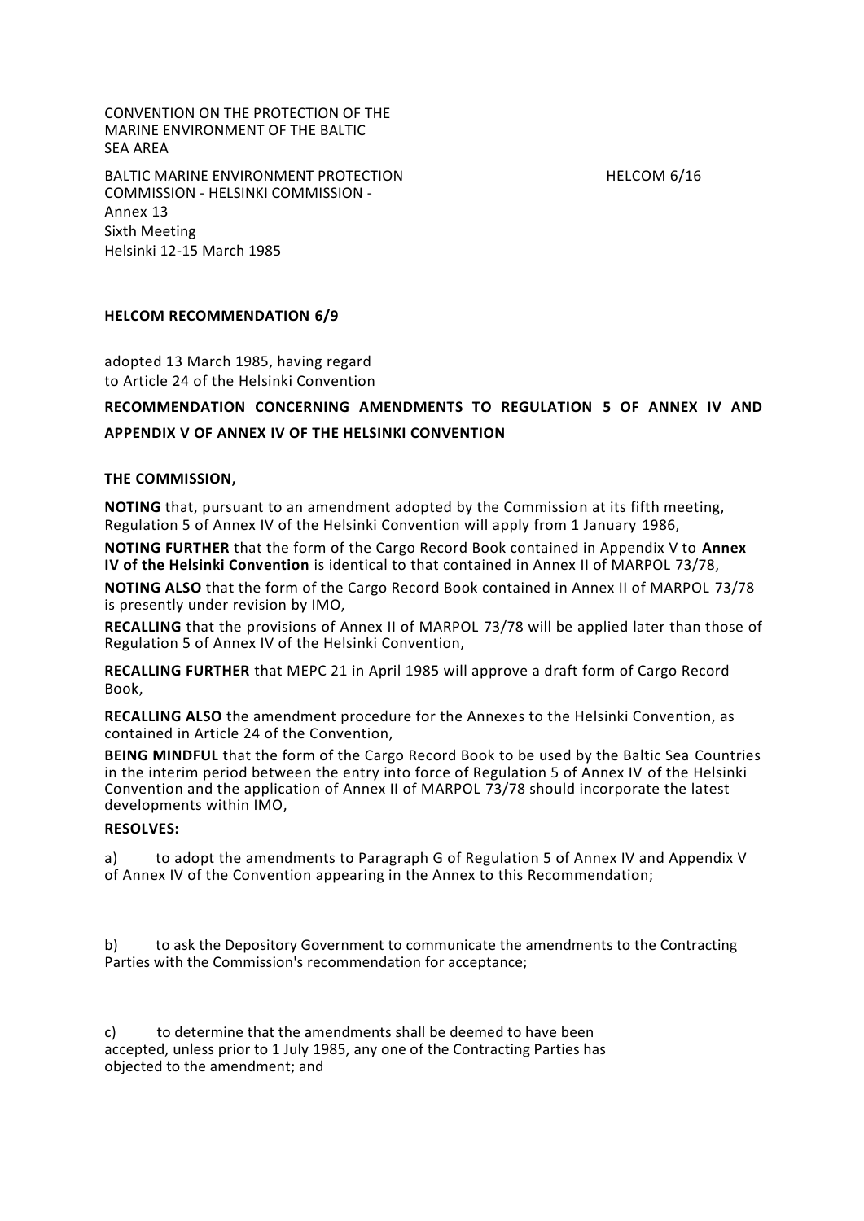CONVENTION ON THE PROTECTION OF THE MARINE ENVIRONMENT OF THE BALTIC SEA AREA

BALTIC MARINE ENVIRONMENT PROTECTION COMMISSION - HELSINKI COMMISSION -
Annex 13
Sixth Meeting
Helsinki 12-15 March 1985

HELCOM 6/16

**HELCOM RECOMMENDATION 6/9**

adopted 13 March 1985, having regard to Article 24 of the Helsinki Convention

**RECOMMENDATION CONCERNING AMENDMENTS TO REGULATION 5 OF ANNEX IV AND APPENDIX V OF ANNEX IV OF THE HELSINKI CONVENTION**

**THE COMMISSION,**

**NOTING** that, pursuant to an amendment adopted by the Commission at its fifth meeting, Regulation 5 of Annex IV of the Helsinki Convention will apply from 1 January 1986,

**NOTING FURTHER** that the form of the Cargo Record Book contained in Appendix V to **Annex IV of the Helsinki Convention** is identical to that contained in Annex II of MARPOL 73/78,

**NOTING ALSO** that the form of the Cargo Record Book contained in Annex II of MARPOL 73/78 is presently under revision by IMO,

**RECALLING** that the provisions of Annex II of MARPOL 73/78 will be applied later than those of Regulation 5 of Annex IV of the Helsinki Convention,

**RECALLING FURTHER** that MEPC 21 in April 1985 will approve a draft form of Cargo Record Book,

**RECALLING ALSO** the amendment procedure for the Annexes to the Helsinki Convention, as contained in Article 24 of the Convention,

**BEING MINDFUL** that the form of the Cargo Record Book to be used by the Baltic Sea Countries in the interim period between the entry into force of Regulation 5 of Annex IV of the Helsinki Convention and the application of Annex II of MARPOL 73/78 should incorporate the latest developments within IMO,

**RESOLVES:**

a) to adopt the amendments to Paragraph G of Regulation 5 of Annex IV and Appendix V of Annex IV of the Convention appearing in the Annex to this Recommendation;

b) to ask the Depository Government to communicate the amendments to the Contracting Parties with the Commission's recommendation for acceptance;

c) to determine that the amendments shall be deemed to have been accepted, unless prior to 1 July 1985, any one of the Contracting Parties has objected to the amendment; and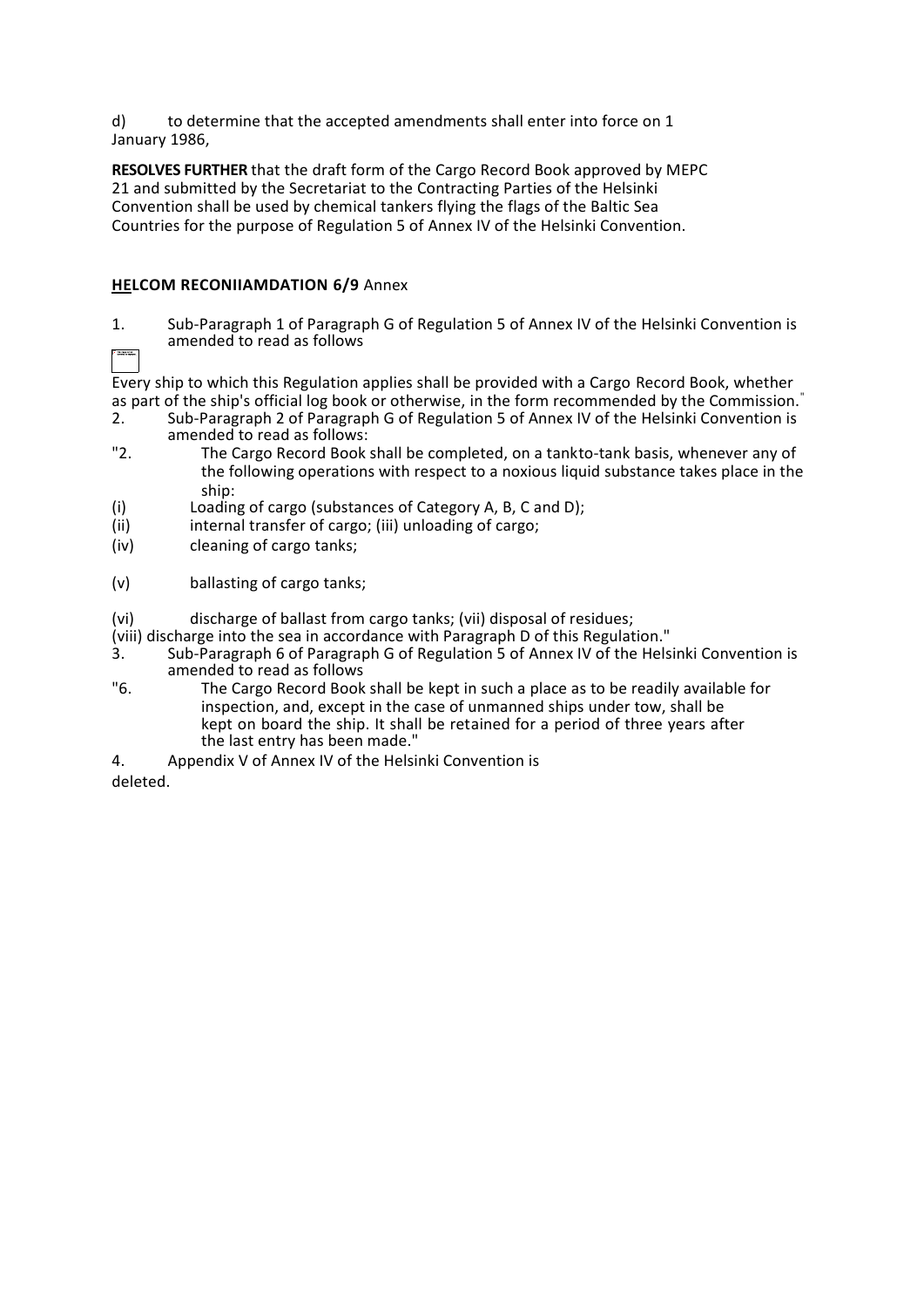d) to determine that the accepted amendments shall enter into force on 1 January 1986,

**RESOLVES FURTHER** that the draft form of the Cargo Record Book approved by MEPC 21 and submitted by the Secretariat to the Contracting Parties of the Helsinki Convention shall be used by chemical tankers flying the flags of the Baltic Sea Countries for the purpose of Regulation 5 of Annex IV of the Helsinki Convention.

**HELCOM RECONIIAMDATION 6/9** Annex

1. Sub-Paragraph 1 of Paragraph G of Regulation 5 of Annex IV of the Helsinki Convention is amended to read as follows

Every ship to which this Regulation applies shall be provided with a Cargo Record Book, whether as part of the ship's official log book or otherwise, in the form recommended by the Commission."

2. Sub-Paragraph 2 of Paragraph G of Regulation 5 of Annex IV of the Helsinki Convention is amended to read as follows:

"2. The Cargo Record Book shall be completed, on a tankto-tank basis, whenever any of the following operations with respect to a noxious liquid substance takes place in the ship:

(i) Loading of cargo (substances of Category A, B, C and D);
(ii) internal transfer of cargo; (iii) unloading of cargo;
(iv) cleaning of cargo tanks;

(v) ballasting of cargo tanks;

(vi) discharge of ballast from cargo tanks; (vii) disposal of residues;
(viii) discharge into the sea in accordance with Paragraph D of this Regulation."

3. Sub-Paragraph 6 of Paragraph G of Regulation 5 of Annex IV of the Helsinki Convention is amended to read as follows

"6. The Cargo Record Book shall be kept in such a place as to be readily available for inspection, and, except in the case of unmanned ships under tow, shall be kept on board the ship. It shall be retained for a period of three years after the last entry has been made."

4. Appendix V of Annex IV of the Helsinki Convention is deleted.